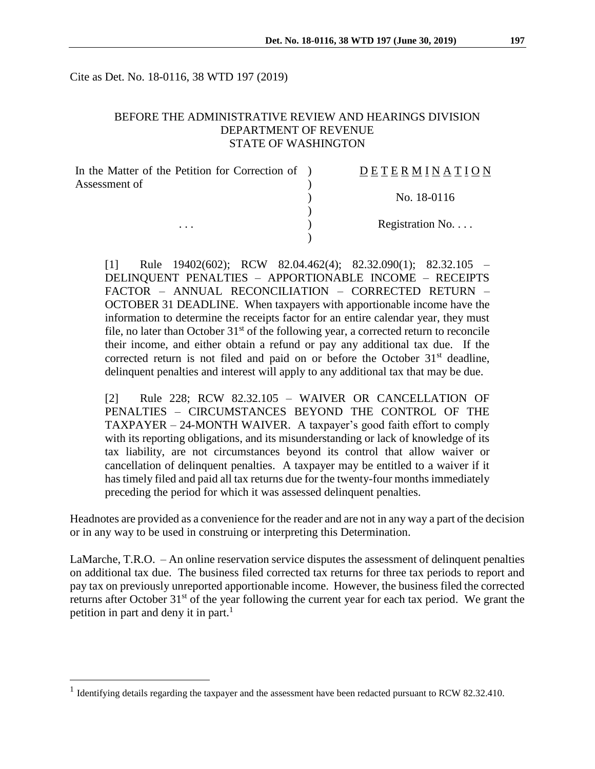Cite as Det. No. 18-0116, 38 WTD 197 (2019)

BEFORE THE ADMINISTRATIVE REVIEW AND HEARINGS DIVISION
DEPARTMENT OF REVENUE
STATE OF WASHINGTON

| In the Matter of the Petition for Correction of Assessment of | ) | DETERMINATION |
|---|---|---|
| | ) | No. 18-0116 |
| . . . | ) | Registration No. . . . |

[1] Rule 19402(602); RCW 82.04.462(4); 82.32.090(1); 82.32.105 – DELINQUENT PENALTIES – APPORTIONABLE INCOME – RECEIPTS FACTOR – ANNUAL RECONCILIATION – CORRECTED RETURN – OCTOBER 31 DEADLINE. When taxpayers with apportionable income have the information to determine the receipts factor for an entire calendar year, they must file, no later than October 31st of the following year, a corrected return to reconcile their income, and either obtain a refund or pay any additional tax due. If the corrected return is not filed and paid on or before the October 31st deadline, delinquent penalties and interest will apply to any additional tax that may be due.

[2] Rule 228; RCW 82.32.105 – WAIVER OR CANCELLATION OF PENALTIES – CIRCUMSTANCES BEYOND THE CONTROL OF THE TAXPAYER – 24-MONTH WAIVER. A taxpayer's good faith effort to comply with its reporting obligations, and its misunderstanding or lack of knowledge of its tax liability, are not circumstances beyond its control that allow waiver or cancellation of delinquent penalties. A taxpayer may be entitled to a waiver if it has timely filed and paid all tax returns due for the twenty-four months immediately preceding the period for which it was assessed delinquent penalties.

Headnotes are provided as a convenience for the reader and are not in any way a part of the decision or in any way to be used in construing or interpreting this Determination.

LaMarche, T.R.O. – An online reservation service disputes the assessment of delinquent penalties on additional tax due. The business filed corrected tax returns for three tax periods to report and pay tax on previously unreported apportionable income. However, the business filed the corrected returns after October 31st of the year following the current year for each tax period. We grant the petition in part and deny it in part.[1]

[1] Identifying details regarding the taxpayer and the assessment have been redacted pursuant to RCW 82.32.410.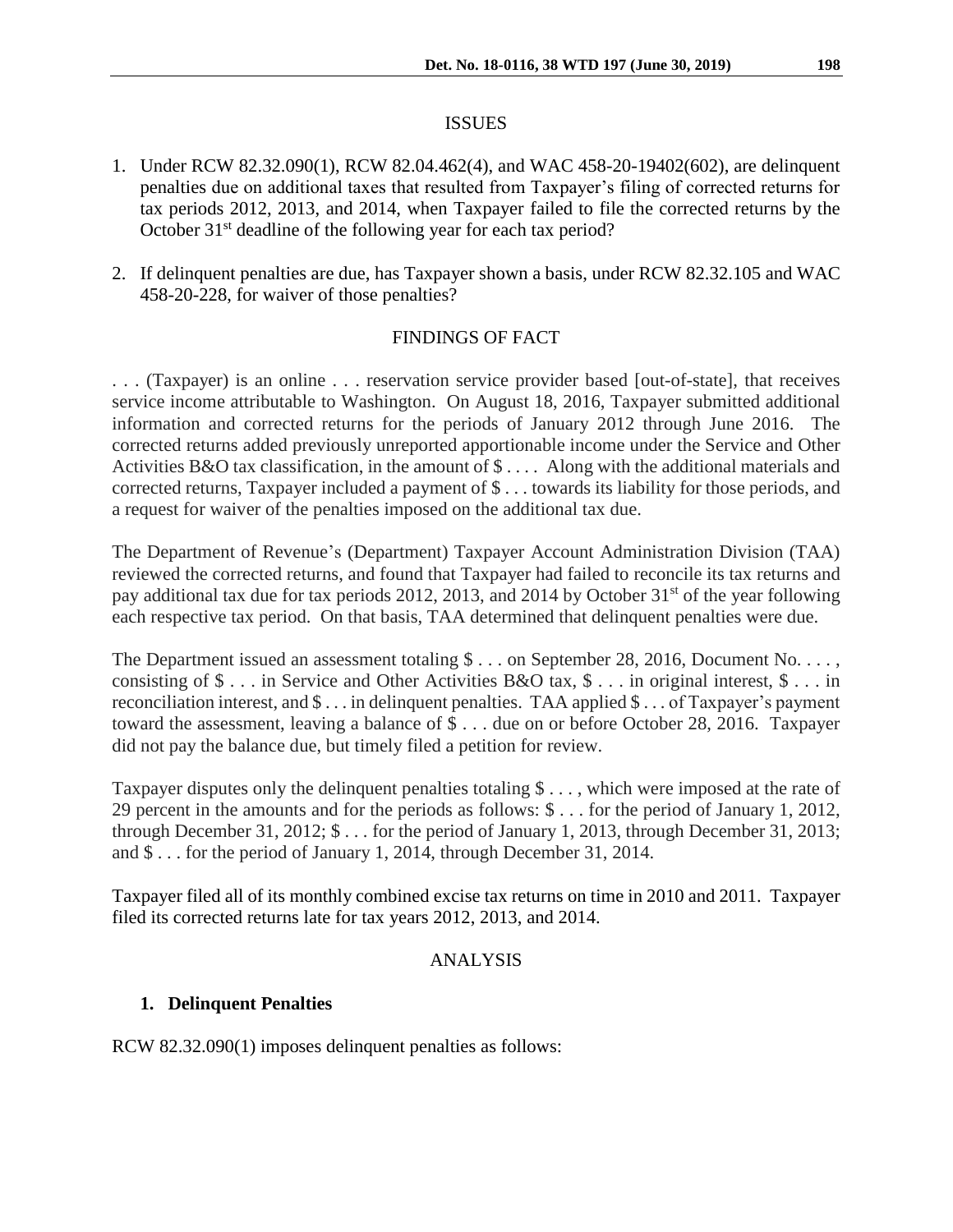## ISSUES

1. Under RCW 82.32.090(1), RCW 82.04.462(4), and WAC 458-20-19402(602), are delinquent penalties due on additional taxes that resulted from Taxpayer's filing of corrected returns for tax periods 2012, 2013, and 2014, when Taxpayer failed to file the corrected returns by the October 31st deadline of the following year for each tax period?

2. If delinquent penalties are due, has Taxpayer shown a basis, under RCW 82.32.105 and WAC 458-20-228, for waiver of those penalties?

## FINDINGS OF FACT

. . . (Taxpayer) is an online . . . reservation service provider based [out-of-state], that receives service income attributable to Washington. On August 18, 2016, Taxpayer submitted additional information and corrected returns for the periods of January 2012 through June 2016. The corrected returns added previously unreported apportionable income under the Service and Other Activities B&O tax classification, in the amount of $ . . . . Along with the additional materials and corrected returns, Taxpayer included a payment of $ . . . towards its liability for those periods, and a request for waiver of the penalties imposed on the additional tax due.

The Department of Revenue's (Department) Taxpayer Account Administration Division (TAA) reviewed the corrected returns, and found that Taxpayer had failed to reconcile its tax returns and pay additional tax due for tax periods 2012, 2013, and 2014 by October 31st of the year following each respective tax period. On that basis, TAA determined that delinquent penalties were due.

The Department issued an assessment totaling $ . . . on September 28, 2016, Document No. . . . , consisting of $ . . . in Service and Other Activities B&O tax, $ . . . in original interest, $ . . . in reconciliation interest, and $ . . . in delinquent penalties. TAA applied $ . . . of Taxpayer's payment toward the assessment, leaving a balance of $ . . . due on or before October 28, 2016. Taxpayer did not pay the balance due, but timely filed a petition for review.

Taxpayer disputes only the delinquent penalties totaling $ . . . , which were imposed at the rate of 29 percent in the amounts and for the periods as follows: $ . . . for the period of January 1, 2012, through December 31, 2012; $ . . . for the period of January 1, 2013, through December 31, 2013; and $ . . . for the period of January 1, 2014, through December 31, 2014.

Taxpayer filed all of its monthly combined excise tax returns on time in 2010 and 2011. Taxpayer filed its corrected returns late for tax years 2012, 2013, and 2014.

## ANALYSIS

### 1. Delinquent Penalties

RCW 82.32.090(1) imposes delinquent penalties as follows: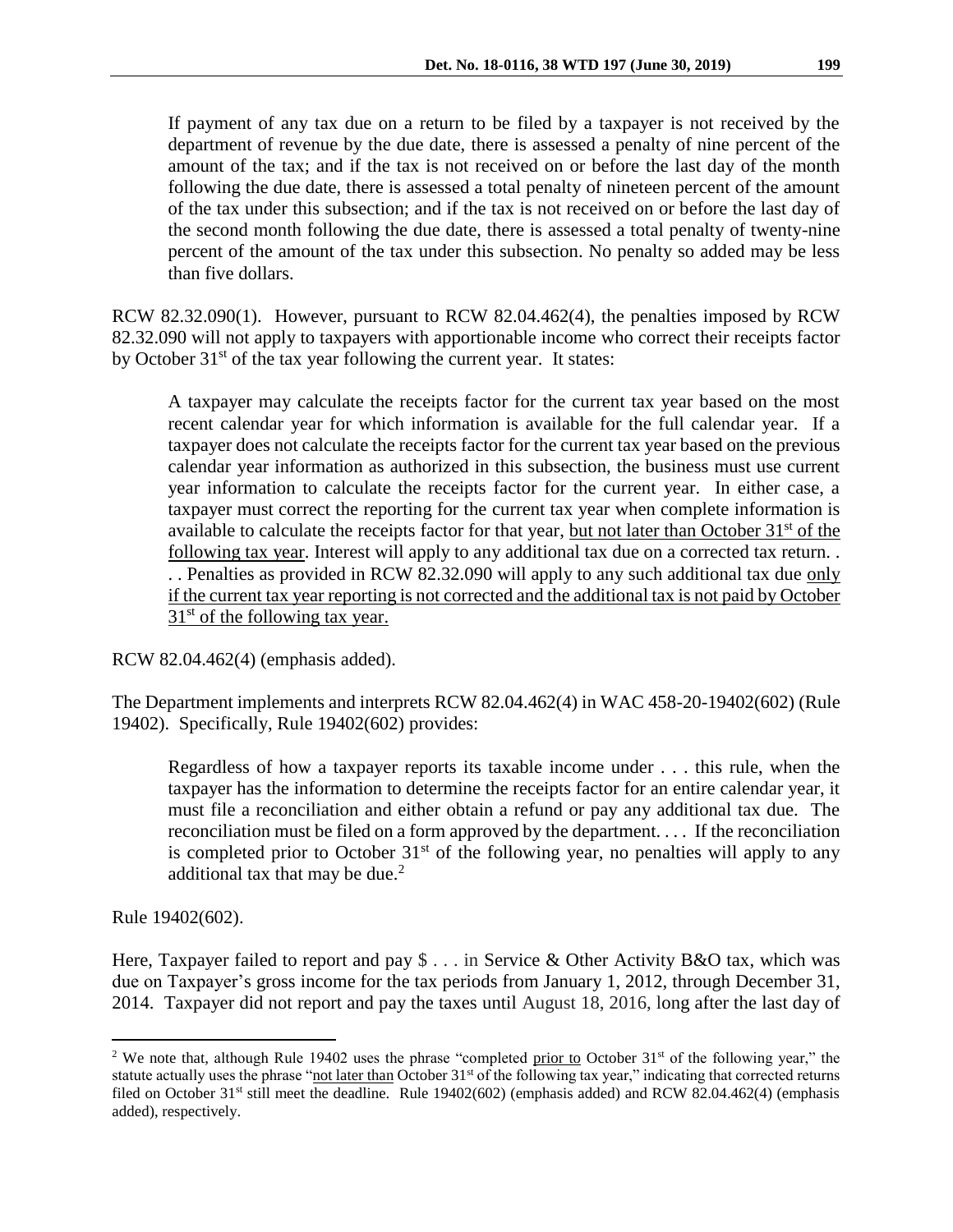> If payment of any tax due on a return to be filed by a taxpayer is not received by the department of revenue by the due date, there is assessed a penalty of nine percent of the amount of the tax; and if the tax is not received on or before the last day of the month following the due date, there is assessed a total penalty of nineteen percent of the amount of the tax under this subsection; and if the tax is not received on or before the last day of the second month following the due date, there is assessed a total penalty of twenty-nine percent of the amount of the tax under this subsection. No penalty so added may be less than five dollars.

RCW 82.32.090(1). However, pursuant to RCW 82.04.462(4), the penalties imposed by RCW 82.32.090 will not apply to taxpayers with apportionable income who correct their receipts factor by October 31st of the tax year following the current year. It states:

> A taxpayer may calculate the receipts factor for the current tax year based on the most recent calendar year for which information is available for the full calendar year. If a taxpayer does not calculate the receipts factor for the current tax year based on the previous calendar year information as authorized in this subsection, the business must use current year information to calculate the receipts factor for the current year. In either case, a taxpayer must correct the reporting for the current tax year when complete information is available to calculate the receipts factor for that year, <u>but not later than October 31st of the following tax year</u>. Interest will apply to any additional tax due on a corrected tax return. . . . Penalties as provided in RCW 82.32.090 will apply to any such additional tax due <u>only if the current tax year reporting is not corrected and the additional tax is not paid by October 31st of the following tax year.</u>

RCW 82.04.462(4) (emphasis added).

The Department implements and interprets RCW 82.04.462(4) in WAC 458-20-19402(602) (Rule 19402). Specifically, Rule 19402(602) provides:

> Regardless of how a taxpayer reports its taxable income under . . . this rule, when the taxpayer has the information to determine the receipts factor for an entire calendar year, it must file a reconciliation and either obtain a refund or pay any additional tax due. The reconciliation must be filed on a form approved by the department. . . . If the reconciliation is completed prior to October 31st of the following year, no penalties will apply to any additional tax that may be due.[2]

Rule 19402(602).

Here, Taxpayer failed to report and pay $ . . . in Service & Other Activity B&O tax, which was due on Taxpayer's gross income for the tax periods from January 1, 2012, through December 31, 2014. Taxpayer did not report and pay the taxes until August 18, 2016, long after the last day of

---

[2] We note that, although Rule 19402 uses the phrase "completed <u>prior to</u> October 31st of the following year," the statute actually uses the phrase "<u>not later than</u> October 31st of the following tax year," indicating that corrected returns filed on October 31st still meet the deadline. Rule 19402(602) (emphasis added) and RCW 82.04.462(4) (emphasis added), respectively.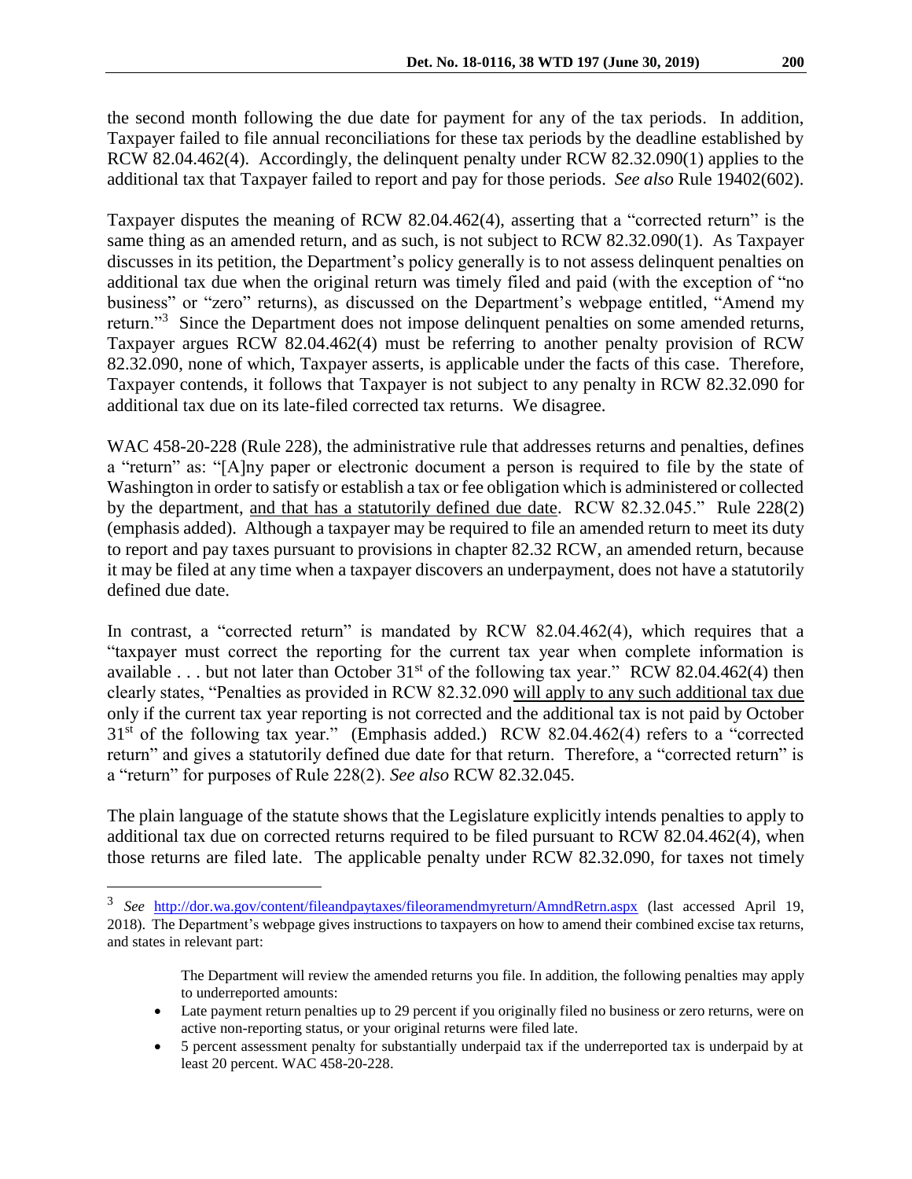the second month following the due date for payment for any of the tax periods. In addition, Taxpayer failed to file annual reconciliations for these tax periods by the deadline established by RCW 82.04.462(4). Accordingly, the delinquent penalty under RCW 82.32.090(1) applies to the additional tax that Taxpayer failed to report and pay for those periods. *See also* Rule 19402(602).

Taxpayer disputes the meaning of RCW 82.04.462(4), asserting that a "corrected return" is the same thing as an amended return, and as such, is not subject to RCW 82.32.090(1). As Taxpayer discusses in its petition, the Department's policy generally is to not assess delinquent penalties on additional tax due when the original return was timely filed and paid (with the exception of "no business" or "zero" returns), as discussed on the Department's webpage entitled, "Amend my return."[3] Since the Department does not impose delinquent penalties on some amended returns, Taxpayer argues RCW 82.04.462(4) must be referring to another penalty provision of RCW 82.32.090, none of which, Taxpayer asserts, is applicable under the facts of this case. Therefore, Taxpayer contends, it follows that Taxpayer is not subject to any penalty in RCW 82.32.090 for additional tax due on its late-filed corrected tax returns. We disagree.

WAC 458-20-228 (Rule 228), the administrative rule that addresses returns and penalties, defines a "return" as: "[A]ny paper or electronic document a person is required to file by the state of Washington in order to satisfy or establish a tax or fee obligation which is administered or collected by the department, <u>and that has a statutorily defined due date</u>. RCW 82.32.045." Rule 228(2) (emphasis added). Although a taxpayer may be required to file an amended return to meet its duty to report and pay taxes pursuant to provisions in chapter 82.32 RCW, an amended return, because it may be filed at any time when a taxpayer discovers an underpayment, does not have a statutorily defined due date.

In contrast, a "corrected return" is mandated by RCW 82.04.462(4), which requires that a "taxpayer must correct the reporting for the current tax year when complete information is available . . . but not later than October 31st of the following tax year." RCW 82.04.462(4) then clearly states, "Penalties as provided in RCW 82.32.090 <u>will apply to any such additional tax due</u> only if the current tax year reporting is not corrected and the additional tax is not paid by October 31st of the following tax year." (Emphasis added.) RCW 82.04.462(4) refers to a "corrected return" and gives a statutorily defined due date for that return. Therefore, a "corrected return" is a "return" for purposes of Rule 228(2). *See also* RCW 82.32.045.

The plain language of the statute shows that the Legislature explicitly intends penalties to apply to additional tax due on corrected returns required to be filed pursuant to RCW 82.04.462(4), when those returns are filed late. The applicable penalty under RCW 82.32.090, for taxes not timely

---

[3] *See* http://dor.wa.gov/content/fileandpaytaxes/fileoramendmyreturn/AmndRetrn.aspx (last accessed April 19, 2018). The Department's webpage gives instructions to taxpayers on how to amend their combined excise tax returns, and states in relevant part:

> The Department will review the amended returns you file. In addition, the following penalties may apply to underreported amounts:
>
> - Late payment return penalties up to 29 percent if you originally filed no business or zero returns, were on active non-reporting status, or your original returns were filed late.
> - 5 percent assessment penalty for substantially underpaid tax if the underreported tax is underpaid by at least 20 percent. WAC 458-20-228.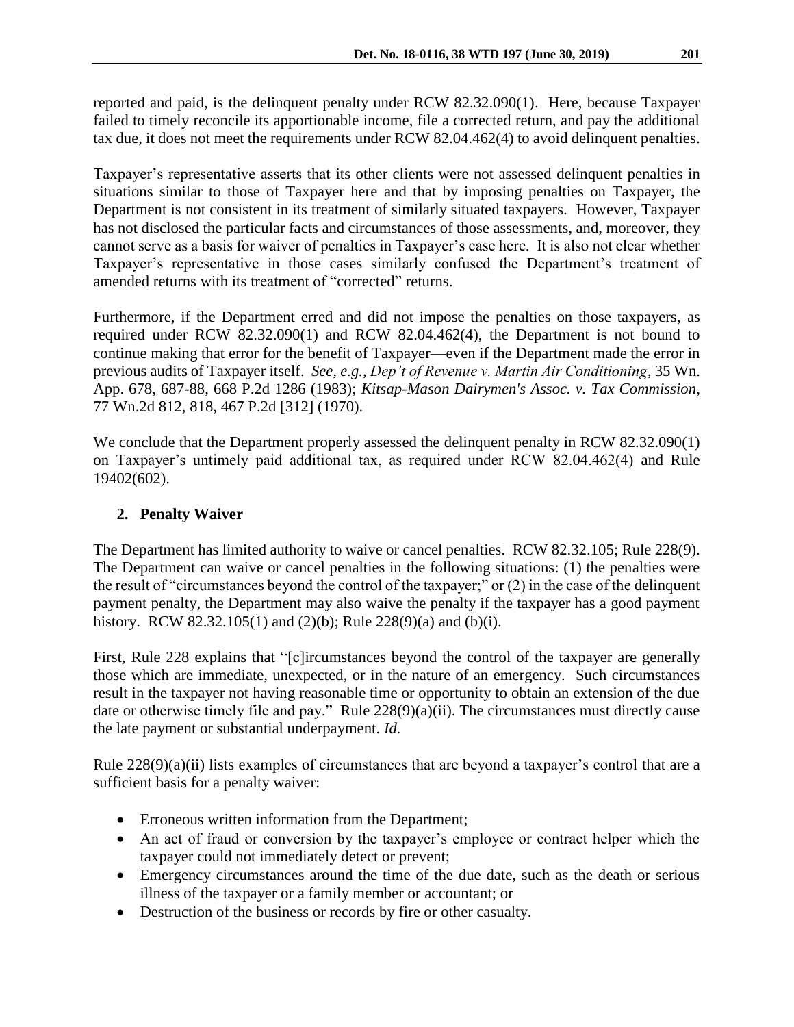reported and paid, is the delinquent penalty under RCW 82.32.090(1). Here, because Taxpayer failed to timely reconcile its apportionable income, file a corrected return, and pay the additional tax due, it does not meet the requirements under RCW 82.04.462(4) to avoid delinquent penalties.

Taxpayer's representative asserts that its other clients were not assessed delinquent penalties in situations similar to those of Taxpayer here and that by imposing penalties on Taxpayer, the Department is not consistent in its treatment of similarly situated taxpayers. However, Taxpayer has not disclosed the particular facts and circumstances of those assessments, and, moreover, they cannot serve as a basis for waiver of penalties in Taxpayer's case here. It is also not clear whether Taxpayer's representative in those cases similarly confused the Department's treatment of amended returns with its treatment of "corrected" returns.

Furthermore, if the Department erred and did not impose the penalties on those taxpayers, as required under RCW 82.32.090(1) and RCW 82.04.462(4), the Department is not bound to continue making that error for the benefit of Taxpayer—even if the Department made the error in previous audits of Taxpayer itself. *See, e.g.*, *Dep't of Revenue v. Martin Air Conditioning*, 35 Wn. App. 678, 687-88, 668 P.2d 1286 (1983); *Kitsap-Mason Dairymen's Assoc. v. Tax Commission*, 77 Wn.2d 812, 818, 467 P.2d [312] (1970).

We conclude that the Department properly assessed the delinquent penalty in RCW 82.32.090(1) on Taxpayer's untimely paid additional tax, as required under RCW 82.04.462(4) and Rule 19402(602).

## 2. Penalty Waiver

The Department has limited authority to waive or cancel penalties. RCW 82.32.105; Rule 228(9). The Department can waive or cancel penalties in the following situations: (1) the penalties were the result of "circumstances beyond the control of the taxpayer;" or (2) in the case of the delinquent payment penalty, the Department may also waive the penalty if the taxpayer has a good payment history. RCW 82.32.105(1) and (2)(b); Rule 228(9)(a) and (b)(i).

First, Rule 228 explains that "[c]ircumstances beyond the control of the taxpayer are generally those which are immediate, unexpected, or in the nature of an emergency. Such circumstances result in the taxpayer not having reasonable time or opportunity to obtain an extension of the due date or otherwise timely file and pay." Rule 228(9)(a)(ii). The circumstances must directly cause the late payment or substantial underpayment. *Id.*

Rule 228(9)(a)(ii) lists examples of circumstances that are beyond a taxpayer's control that are a sufficient basis for a penalty waiver:

- Erroneous written information from the Department;
- An act of fraud or conversion by the taxpayer's employee or contract helper which the taxpayer could not immediately detect or prevent;
- Emergency circumstances around the time of the due date, such as the death or serious illness of the taxpayer or a family member or accountant; or
- Destruction of the business or records by fire or other casualty.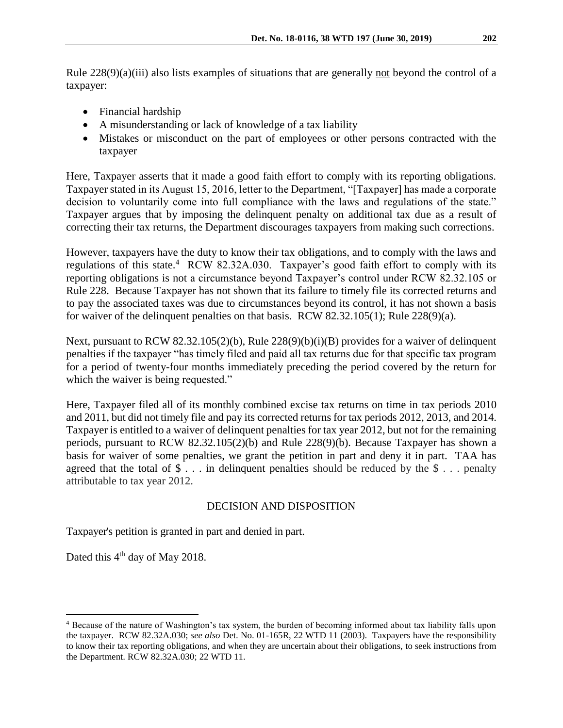Rule 228(9)(a)(iii) also lists examples of situations that are generally not beyond the control of a taxpayer:

- Financial hardship
- A misunderstanding or lack of knowledge of a tax liability
- Mistakes or misconduct on the part of employees or other persons contracted with the taxpayer

Here, Taxpayer asserts that it made a good faith effort to comply with its reporting obligations. Taxpayer stated in its August 15, 2016, letter to the Department, "[Taxpayer] has made a corporate decision to voluntarily come into full compliance with the laws and regulations of the state." Taxpayer argues that by imposing the delinquent penalty on additional tax due as a result of correcting their tax returns, the Department discourages taxpayers from making such corrections.

However, taxpayers have the duty to know their tax obligations, and to comply with the laws and regulations of this state.[4] RCW 82.32A.030. Taxpayer's good faith effort to comply with its reporting obligations is not a circumstance beyond Taxpayer's control under RCW 82.32.105 or Rule 228. Because Taxpayer has not shown that its failure to timely file its corrected returns and to pay the associated taxes was due to circumstances beyond its control, it has not shown a basis for waiver of the delinquent penalties on that basis. RCW 82.32.105(1); Rule 228(9)(a).

Next, pursuant to RCW 82.32.105(2)(b), Rule 228(9)(b)(i)(B) provides for a waiver of delinquent penalties if the taxpayer "has timely filed and paid all tax returns due for that specific tax program for a period of twenty-four months immediately preceding the period covered by the return for which the waiver is being requested."

Here, Taxpayer filed all of its monthly combined excise tax returns on time in tax periods 2010 and 2011, but did not timely file and pay its corrected returns for tax periods 2012, 2013, and 2014. Taxpayer is entitled to a waiver of delinquent penalties for tax year 2012, but not for the remaining periods, pursuant to RCW 82.32.105(2)(b) and Rule 228(9)(b). Because Taxpayer has shown a basis for waiver of some penalties, we grant the petition in part and deny it in part. TAA has agreed that the total of $ . . . in delinquent penalties should be reduced by the $ . . . penalty attributable to tax year 2012.

## DECISION AND DISPOSITION

Taxpayer's petition is granted in part and denied in part.

Dated this 4th day of May 2018.

---

[4] Because of the nature of Washington's tax system, the burden of becoming informed about tax liability falls upon the taxpayer. RCW 82.32A.030; *see also* Det. No. 01-165R, 22 WTD 11 (2003). Taxpayers have the responsibility to know their tax reporting obligations, and when they are uncertain about their obligations, to seek instructions from the Department. RCW 82.32A.030; 22 WTD 11.